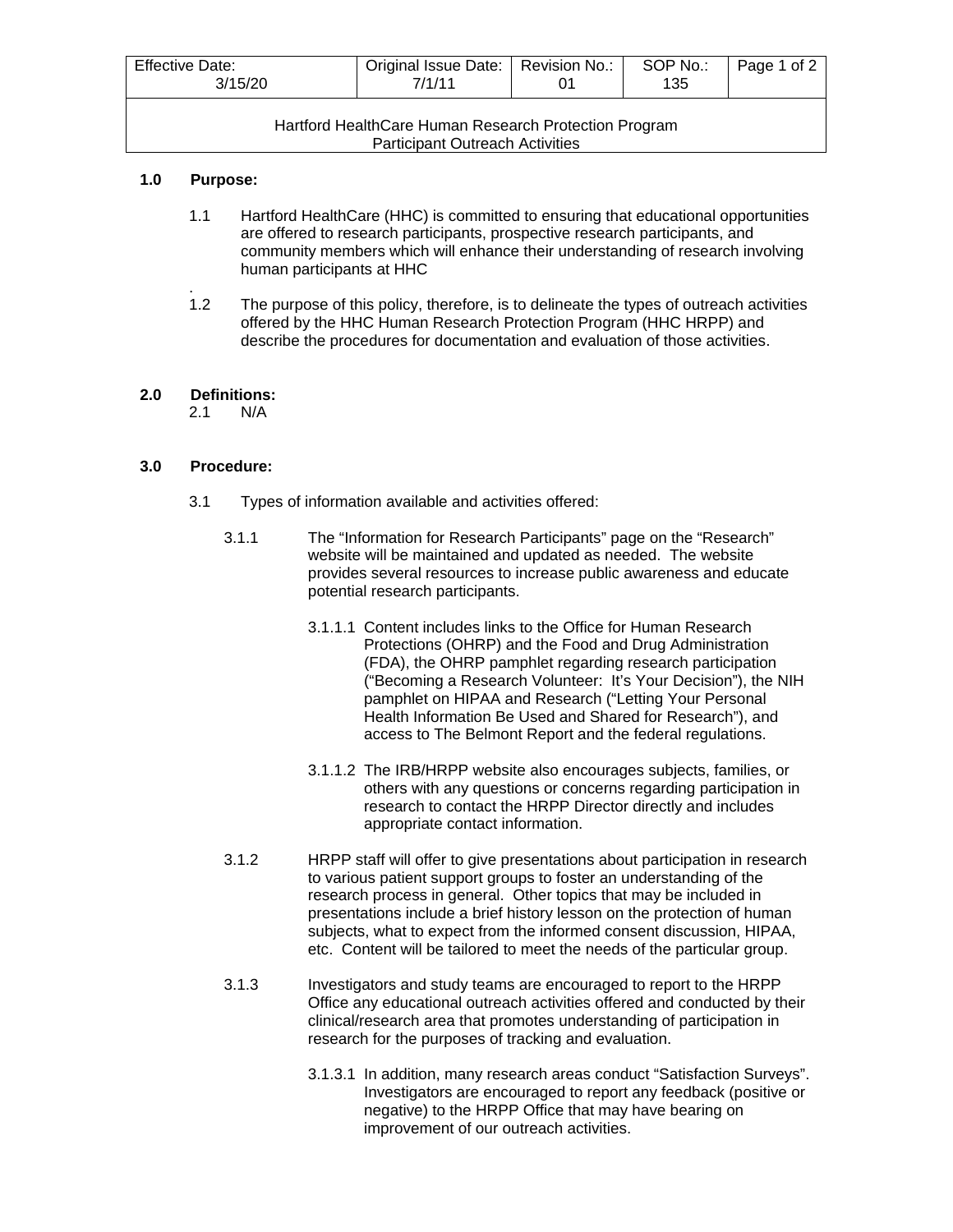| Effective Date: 3/15/20 | Original Issue Date: 7/1/11 | Revision No.: 01 | SOP No.: 135 |
|---|---|---|---|

Hartford HealthCare Human Research Protection Program
Participant Outreach Activities

**1.0 Purpose:**

1.1 Hartford HealthCare (HHC) is committed to ensuring that educational opportunities are offered to research participants, prospective research participants, and community members which will enhance their understanding of research involving human participants at HHC
.

1.2 The purpose of this policy, therefore, is to delineate the types of outreach activities offered by the HHC Human Research Protection Program (HHC HRPP) and describe the procedures for documentation and evaluation of those activities.

**2.0 Definitions:**

2.1 N/A

**3.0 Procedure:**

3.1 Types of information available and activities offered:

3.1.1 The "Information for Research Participants" page on the "Research" website will be maintained and updated as needed. The website provides several resources to increase public awareness and educate potential research participants.

3.1.1.1 Content includes links to the Office for Human Research Protections (OHRP) and the Food and Drug Administration (FDA), the OHRP pamphlet regarding research participation ("Becoming a Research Volunteer: It's Your Decision"), the NIH pamphlet on HIPAA and Research ("Letting Your Personal Health Information Be Used and Shared for Research"), and access to The Belmont Report and the federal regulations.

3.1.1.2 The IRB/HRPP website also encourages subjects, families, or others with any questions or concerns regarding participation in research to contact the HRPP Director directly and includes appropriate contact information.

3.1.2 HRPP staff will offer to give presentations about participation in research to various patient support groups to foster an understanding of the research process in general. Other topics that may be included in presentations include a brief history lesson on the protection of human subjects, what to expect from the informed consent discussion, HIPAA, etc. Content will be tailored to meet the needs of the particular group.

3.1.3 Investigators and study teams are encouraged to report to the HRPP Office any educational outreach activities offered and conducted by their clinical/research area that promotes understanding of participation in research for the purposes of tracking and evaluation.

3.1.3.1 In addition, many research areas conduct "Satisfaction Surveys". Investigators are encouraged to report any feedback (positive or negative) to the HRPP Office that may have bearing on improvement of our outreach activities.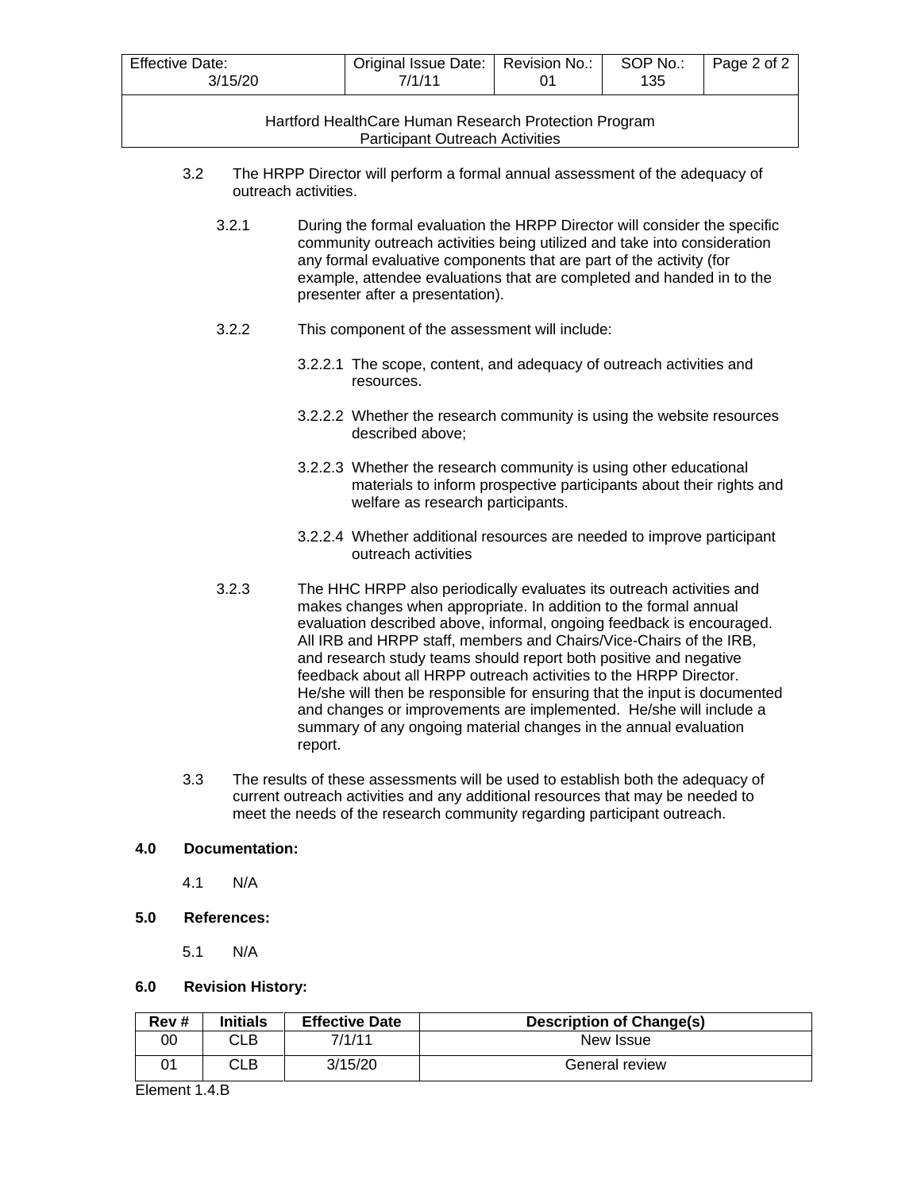3.2 The HRPP Director will perform a formal annual assessment of the adequacy of outreach activities.

3.2.1 During the formal evaluation the HRPP Director will consider the specific community outreach activities being utilized and take into consideration any formal evaluative components that are part of the activity (for example, attendee evaluations that are completed and handed in to the presenter after a presentation).

3.2.2 This component of the assessment will include:

3.2.2.1 The scope, content, and adequacy of outreach activities and resources.

3.2.2.2 Whether the research community is using the website resources described above;

3.2.2.3 Whether the research community is using other educational materials to inform prospective participants about their rights and welfare as research participants.

3.2.2.4 Whether additional resources are needed to improve participant outreach activities

3.2.3 The HHC HRPP also periodically evaluates its outreach activities and makes changes when appropriate. In addition to the formal annual evaluation described above, informal, ongoing feedback is encouraged. All IRB and HRPP staff, members and Chairs/Vice-Chairs of the IRB, and research study teams should report both positive and negative feedback about all HRPP outreach activities to the HRPP Director. He/she will then be responsible for ensuring that the input is documented and changes or improvements are implemented. He/she will include a summary of any ongoing material changes in the annual evaluation report.

3.3 The results of these assessments will be used to establish both the adequacy of current outreach activities and any additional resources that may be needed to meet the needs of the research community regarding participant outreach.

## 4.0 Documentation:

4.1 N/A

## 5.0 References:

5.1 N/A

## 6.0 Revision History:

| Rev # | Initials | Effective Date | Description of Change(s) |
|---|---|---|---|
| 00 | CLB | 7/1/11 | New Issue |
| 01 | CLB | 3/15/20 | General review |

Element 1.4.B